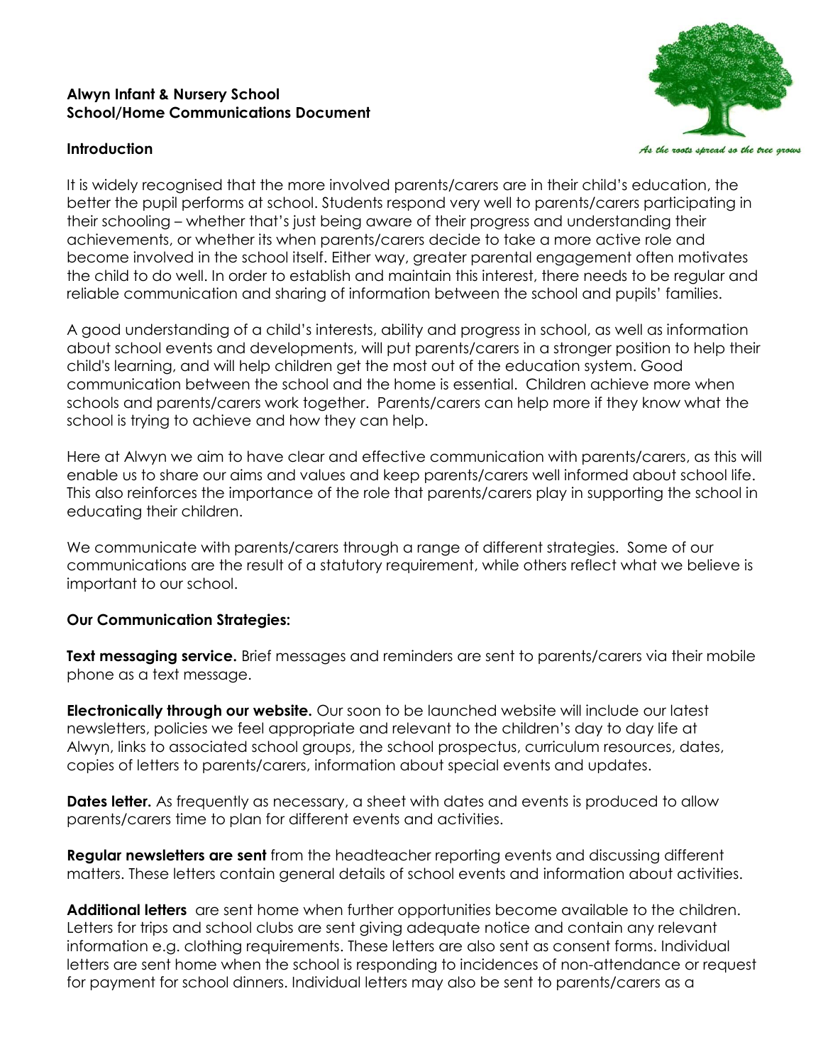# Alwyn Infant & Nursery School
## School/Home Communications Document

*As the roots spread so the tree grows*

### Introduction

It is widely recognised that the more involved parents/carers are in their child's education, the better the pupil performs at school. Students respond very well to parents/carers participating in their schooling – whether that's just being aware of their progress and understanding their achievements, or whether its when parents/carers decide to take a more active role and become involved in the school itself. Either way, greater parental engagement often motivates the child to do well. In order to establish and maintain this interest, there needs to be regular and reliable communication and sharing of information between the school and pupils' families.

A good understanding of a child's interests, ability and progress in school, as well as information about school events and developments, will put parents/carers in a stronger position to help their child's learning, and will help children get the most out of the education system. Good communication between the school and the home is essential. Children achieve more when schools and parents/carers work together. Parents/carers can help more if they know what the school is trying to achieve and how they can help.

Here at Alwyn we aim to have clear and effective communication with parents/carers, as this will enable us to share our aims and values and keep parents/carers well informed about school life. This also reinforces the importance of the role that parents/carers play in supporting the school in educating their children.

We communicate with parents/carers through a range of different strategies. Some of our communications are the result of a statutory requirement, while others reflect what we believe is important to our school.

### Our Communication Strategies:

**Text messaging service.** Brief messages and reminders are sent to parents/carers via their mobile phone as a text message.

**Electronically through our website.** Our soon to be launched website will include our latest newsletters, policies we feel appropriate and relevant to the children's day to day life at Alwyn, links to associated school groups, the school prospectus, curriculum resources, dates, copies of letters to parents/carers, information about special events and updates.

**Dates letter.** As frequently as necessary, a sheet with dates and events is produced to allow parents/carers time to plan for different events and activities.

**Regular newsletters are sent** from the headteacher reporting events and discussing different matters. These letters contain general details of school events and information about activities.

**Additional letters** are sent home when further opportunities become available to the children. Letters for trips and school clubs are sent giving adequate notice and contain any relevant information e.g. clothing requirements. These letters are also sent as consent forms. Individual letters are sent home when the school is responding to incidences of non-attendance or request for payment for school dinners. Individual letters may also be sent to parents/carers as a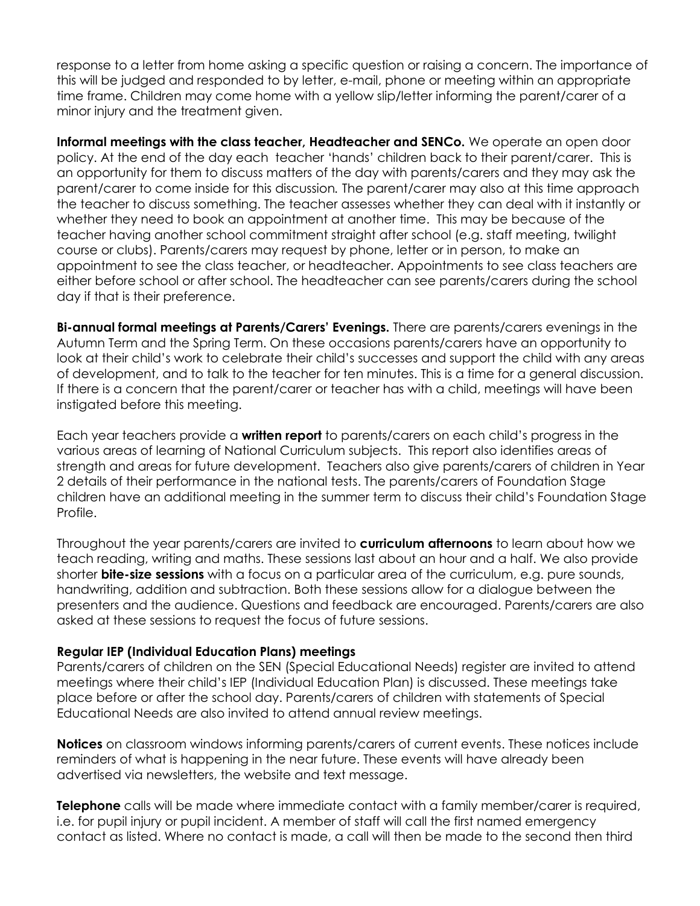response to a letter from home asking a specific question or raising a concern. The importance of this will be judged and responded to by letter, e-mail, phone or meeting within an appropriate time frame. Children may come home with a yellow slip/letter informing the parent/carer of a minor injury and the treatment given.

**Informal meetings with the class teacher, Headteacher and SENCo.** We operate an open door policy. At the end of the day each teacher 'hands' children back to their parent/carer. This is an opportunity for them to discuss matters of the day with parents/carers and they may ask the parent/carer to come inside for this discussion. The parent/carer may also at this time approach the teacher to discuss something. The teacher assesses whether they can deal with it instantly or whether they need to book an appointment at another time. This may be because of the teacher having another school commitment straight after school (e.g. staff meeting, twilight course or clubs). Parents/carers may request by phone, letter or in person, to make an appointment to see the class teacher, or headteacher. Appointments to see class teachers are either before school or after school. The headteacher can see parents/carers during the school day if that is their preference.

**Bi-annual formal meetings at Parents/Carers' Evenings.** There are parents/carers evenings in the Autumn Term and the Spring Term. On these occasions parents/carers have an opportunity to look at their child's work to celebrate their child's successes and support the child with any areas of development, and to talk to the teacher for ten minutes. This is a time for a general discussion. If there is a concern that the parent/carer or teacher has with a child, meetings will have been instigated before this meeting.

Each year teachers provide a **written report** to parents/carers on each child's progress in the various areas of learning of National Curriculum subjects. This report also identifies areas of strength and areas for future development. Teachers also give parents/carers of children in Year 2 details of their performance in the national tests. The parents/carers of Foundation Stage children have an additional meeting in the summer term to discuss their child's Foundation Stage Profile.

Throughout the year parents/carers are invited to **curriculum afternoons** to learn about how we teach reading, writing and maths. These sessions last about an hour and a half. We also provide shorter **bite-size sessions** with a focus on a particular area of the curriculum, e.g. pure sounds, handwriting, addition and subtraction. Both these sessions allow for a dialogue between the presenters and the audience. Questions and feedback are encouraged. Parents/carers are also asked at these sessions to request the focus of future sessions.

**Regular IEP (Individual Education Plans) meetings**
Parents/carers of children on the SEN (Special Educational Needs) register are invited to attend meetings where their child's IEP (Individual Education Plan) is discussed. These meetings take place before or after the school day. Parents/carers of children with statements of Special Educational Needs are also invited to attend annual review meetings.

**Notices** on classroom windows informing parents/carers of current events. These notices include reminders of what is happening in the near future. These events will have already been advertised via newsletters, the website and text message.

**Telephone** calls will be made where immediate contact with a family member/carer is required, i.e. for pupil injury or pupil incident. A member of staff will call the first named emergency contact as listed. Where no contact is made, a call will then be made to the second then third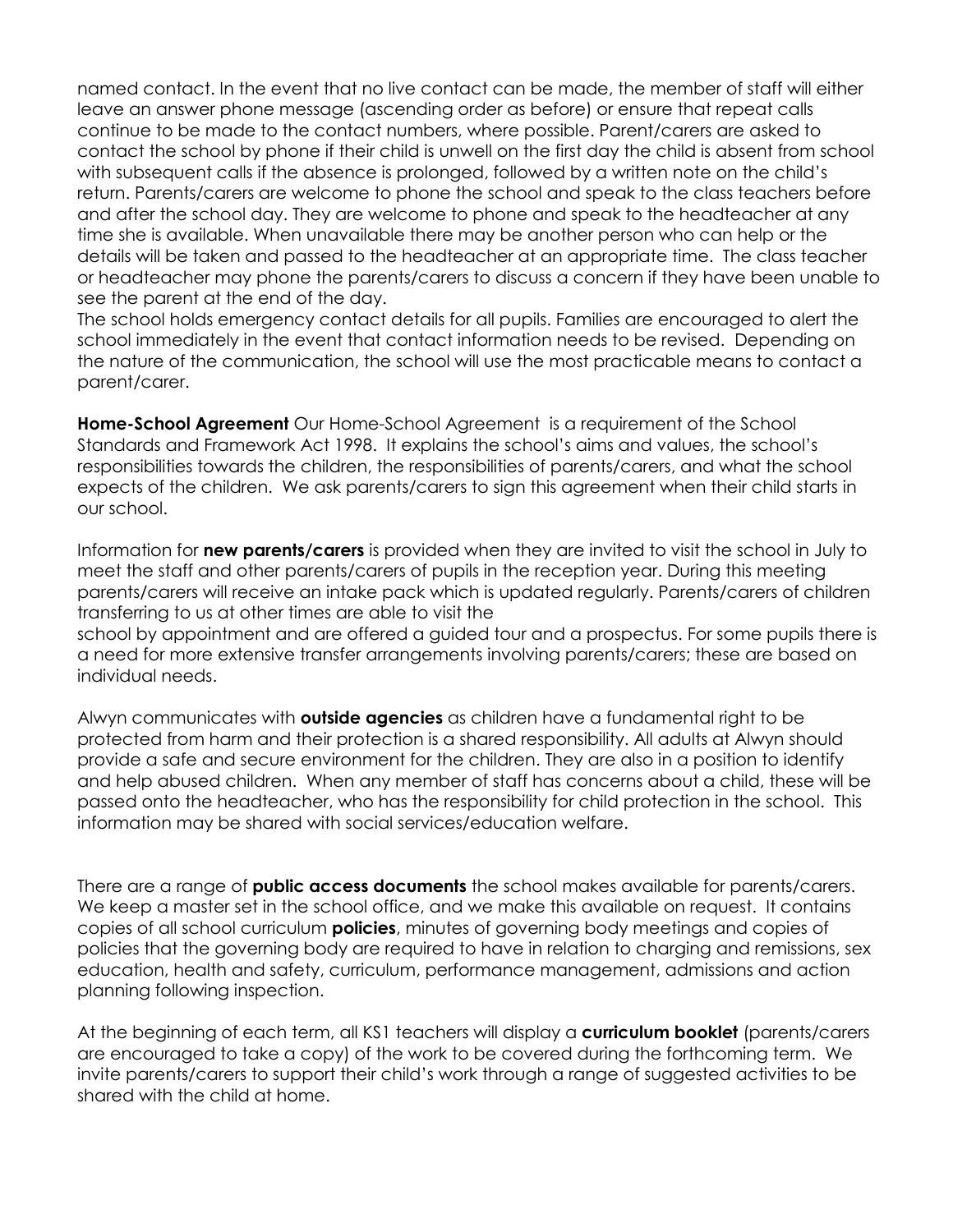named contact. In the event that no live contact can be made, the member of staff will either leave an answer phone message (ascending order as before) or ensure that repeat calls continue to be made to the contact numbers, where possible. Parent/carers are asked to contact the school by phone if their child is unwell on the first day the child is absent from school with subsequent calls if the absence is prolonged, followed by a written note on the child's return. Parents/carers are welcome to phone the school and speak to the class teachers before and after the school day. They are welcome to phone and speak to the headteacher at any time she is available. When unavailable there may be another person who can help or the details will be taken and passed to the headteacher at an appropriate time. The class teacher or headteacher may phone the parents/carers to discuss a concern if they have been unable to see the parent at the end of the day.
The school holds emergency contact details for all pupils. Families are encouraged to alert the school immediately in the event that contact information needs to be revised. Depending on the nature of the communication, the school will use the most practicable means to contact a parent/carer.

**Home-School Agreement** Our Home-School Agreement is a requirement of the School Standards and Framework Act 1998. It explains the school's aims and values, the school's responsibilities towards the children, the responsibilities of parents/carers, and what the school expects of the children. We ask parents/carers to sign this agreement when their child starts in our school.

Information for **new parents/carers** is provided when they are invited to visit the school in July to meet the staff and other parents/carers of pupils in the reception year. During this meeting parents/carers will receive an intake pack which is updated regularly. Parents/carers of children transferring to us at other times are able to visit the school by appointment and are offered a guided tour and a prospectus. For some pupils there is a need for more extensive transfer arrangements involving parents/carers; these are based on individual needs.

Alwyn communicates with **outside agencies** as children have a fundamental right to be protected from harm and their protection is a shared responsibility. All adults at Alwyn should provide a safe and secure environment for the children. They are also in a position to identify and help abused children. When any member of staff has concerns about a child, these will be passed onto the headteacher, who has the responsibility for child protection in the school. This information may be shared with social services/education welfare.

There are a range of **public access documents** the school makes available for parents/carers. We keep a master set in the school office, and we make this available on request. It contains copies of all school curriculum **policies**, minutes of governing body meetings and copies of policies that the governing body are required to have in relation to charging and remissions, sex education, health and safety, curriculum, performance management, admissions and action planning following inspection.

At the beginning of each term, all KS1 teachers will display a **curriculum booklet** (parents/carers are encouraged to take a copy) of the work to be covered during the forthcoming term. We invite parents/carers to support their child's work through a range of suggested activities to be shared with the child at home.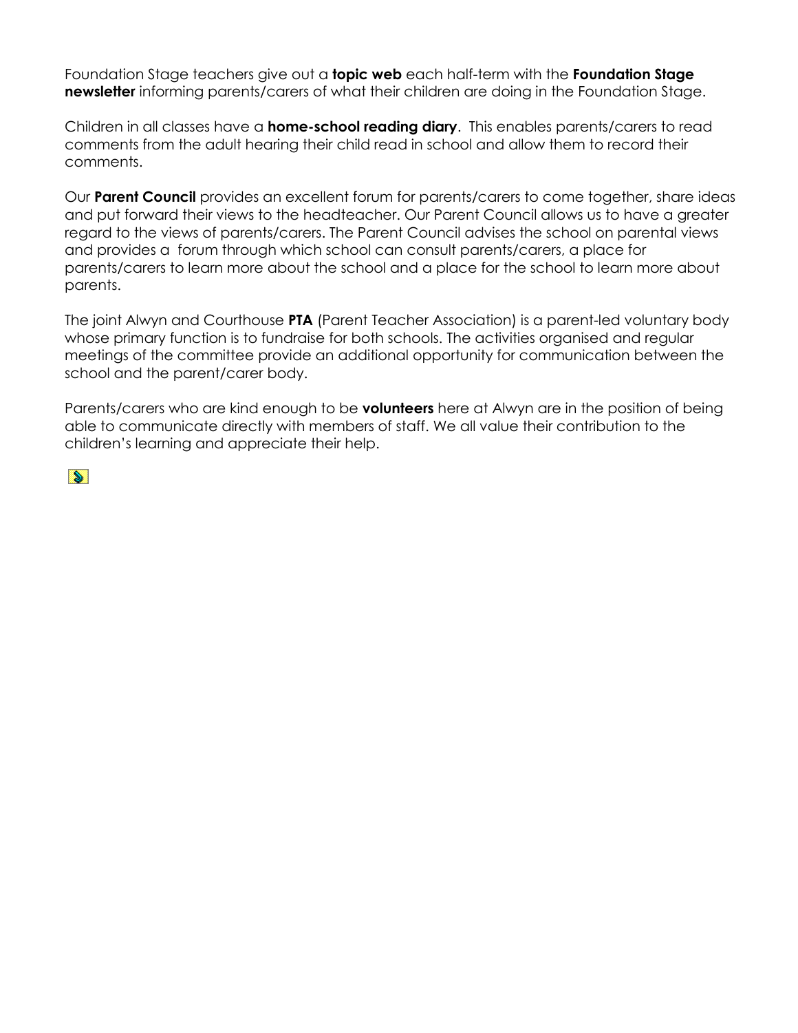Foundation Stage teachers give out a **topic web** each half-term with the **Foundation Stage newsletter** informing parents/carers of what their children are doing in the Foundation Stage.

Children in all classes have a **home-school reading diary**. This enables parents/carers to read comments from the adult hearing their child read in school and allow them to record their comments.

Our **Parent Council** provides an excellent forum for parents/carers to come together, share ideas and put forward their views to the headteacher. Our Parent Council allows us to have a greater regard to the views of parents/carers. The Parent Council advises the school on parental views and provides a forum through which school can consult parents/carers, a place for parents/carers to learn more about the school and a place for the school to learn more about parents.

The joint Alwyn and Courthouse **PTA** (Parent Teacher Association) is a parent-led voluntary body whose primary function is to fundraise for both schools. The activities organised and regular meetings of the committee provide an additional opportunity for communication between the school and the parent/carer body.

Parents/carers who are kind enough to be **volunteers** here at Alwyn are in the position of being able to communicate directly with members of staff. We all value their contribution to the children's learning and appreciate their help.